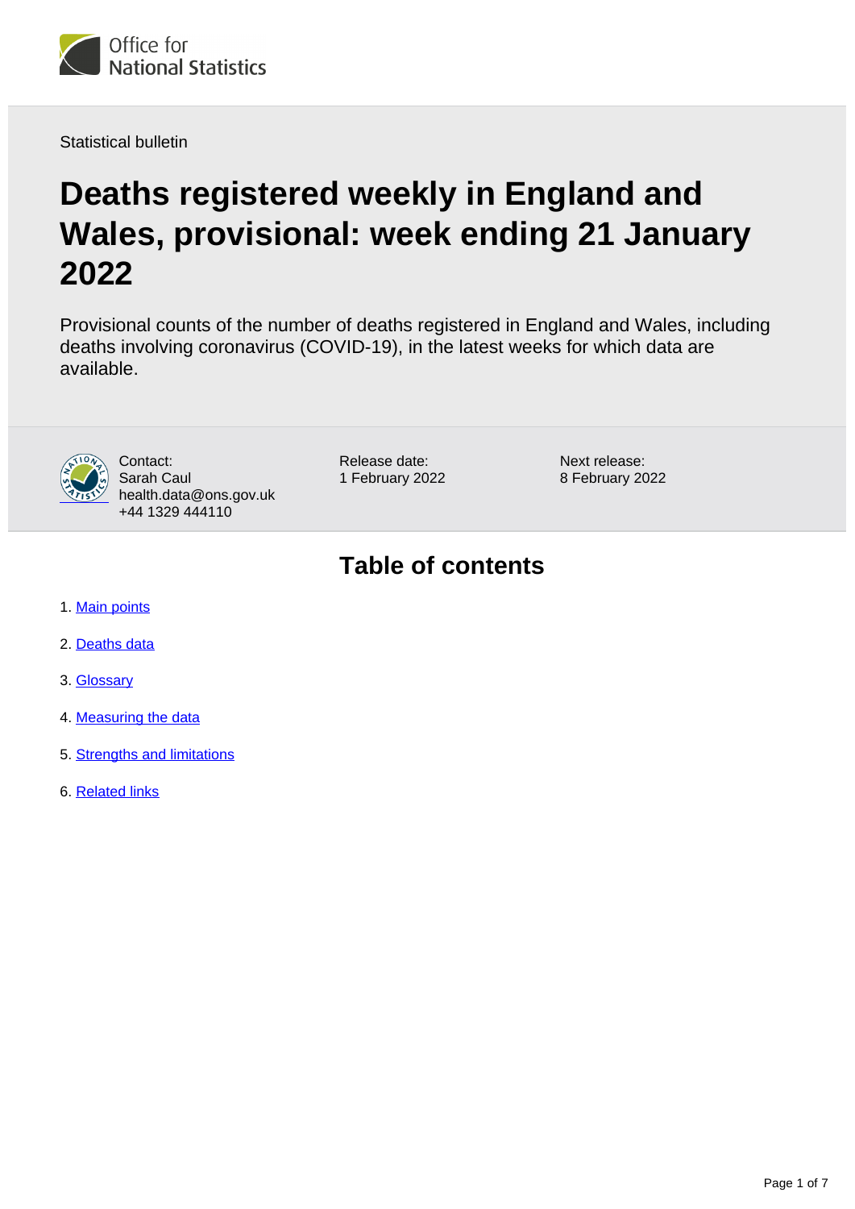Statistical bulletin

# Deaths registered weekly in England and Wales, provisional: week ending 21 January 2022

Provisional counts of the number of deaths registered in England and Wales, including deaths involving coronavirus (COVID-19), in the latest weeks for which data are available.

Contact:
Sarah Caul
health.data@ons.gov.uk
+44 1329 444110

Release date:
1 February 2022

Next release:
8 February 2022

## Table of contents

1. Main points
2. Deaths data
3. Glossary
4. Measuring the data
5. Strengths and limitations
6. Related links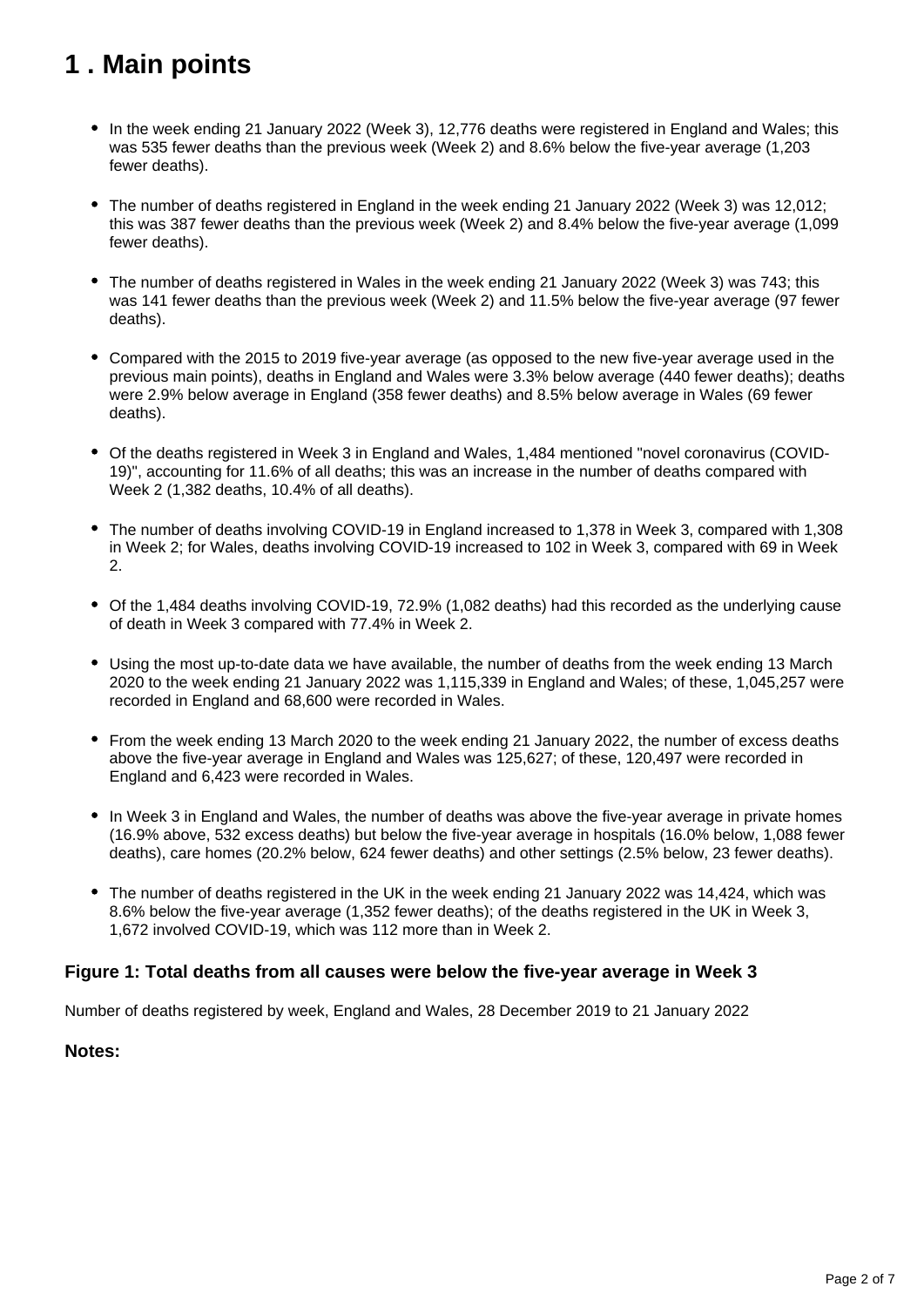# 1 . Main points

- In the week ending 21 January 2022 (Week 3), 12,776 deaths were registered in England and Wales; this was 535 fewer deaths than the previous week (Week 2) and 8.6% below the five-year average (1,203 fewer deaths).
- The number of deaths registered in England in the week ending 21 January 2022 (Week 3) was 12,012; this was 387 fewer deaths than the previous week (Week 2) and 8.4% below the five-year average (1,099 fewer deaths).
- The number of deaths registered in Wales in the week ending 21 January 2022 (Week 3) was 743; this was 141 fewer deaths than the previous week (Week 2) and 11.5% below the five-year average (97 fewer deaths).
- Compared with the 2015 to 2019 five-year average (as opposed to the new five-year average used in the previous main points), deaths in England and Wales were 3.3% below average (440 fewer deaths); deaths were 2.9% below average in England (358 fewer deaths) and 8.5% below average in Wales (69 fewer deaths).
- Of the deaths registered in Week 3 in England and Wales, 1,484 mentioned "novel coronavirus (COVID-19)", accounting for 11.6% of all deaths; this was an increase in the number of deaths compared with Week 2 (1,382 deaths, 10.4% of all deaths).
- The number of deaths involving COVID-19 in England increased to 1,378 in Week 3, compared with 1,308 in Week 2; for Wales, deaths involving COVID-19 increased to 102 in Week 3, compared with 69 in Week 2.
- Of the 1,484 deaths involving COVID-19, 72.9% (1,082 deaths) had this recorded as the underlying cause of death in Week 3 compared with 77.4% in Week 2.
- Using the most up-to-date data we have available, the number of deaths from the week ending 13 March 2020 to the week ending 21 January 2022 was 1,115,339 in England and Wales; of these, 1,045,257 were recorded in England and 68,600 were recorded in Wales.
- From the week ending 13 March 2020 to the week ending 21 January 2022, the number of excess deaths above the five-year average in England and Wales was 125,627; of these, 120,497 were recorded in England and 6,423 were recorded in Wales.
- In Week 3 in England and Wales, the number of deaths was above the five-year average in private homes (16.9% above, 532 excess deaths) but below the five-year average in hospitals (16.0% below, 1,088 fewer deaths), care homes (20.2% below, 624 fewer deaths) and other settings (2.5% below, 23 fewer deaths).
- The number of deaths registered in the UK in the week ending 21 January 2022 was 14,424, which was 8.6% below the five-year average (1,352 fewer deaths); of the deaths registered in the UK in Week 3, 1,672 involved COVID-19, which was 112 more than in Week 2.

### Figure 1: Total deaths from all causes were below the five-year average in Week 3

Number of deaths registered by week, England and Wales, 28 December 2019 to 21 January 2022

### Notes: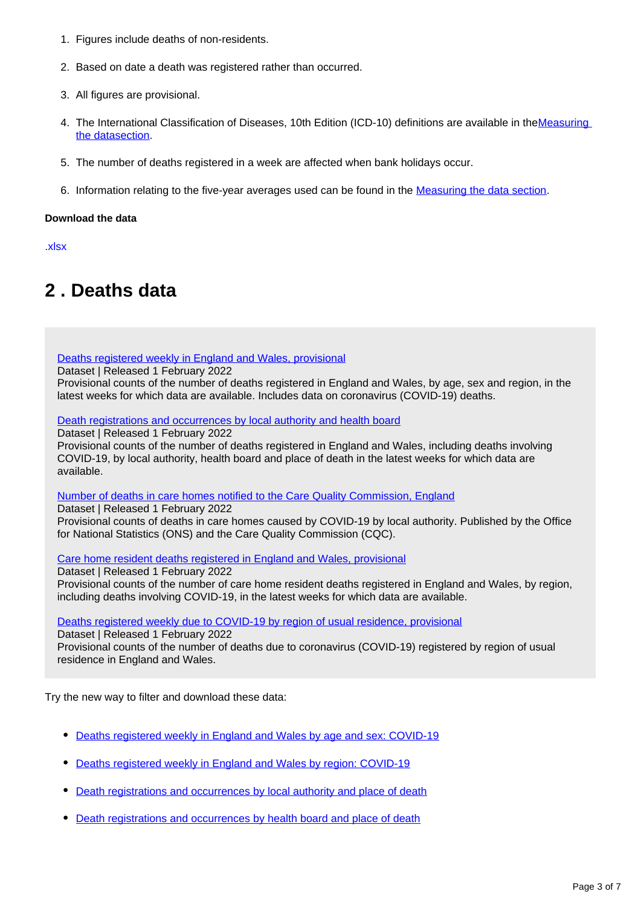1. Figures include deaths of non-residents.
2. Based on date a death was registered rather than occurred.
3. All figures are provisional.
4. The International Classification of Diseases, 10th Edition (ICD-10) definitions are available in theMeasuring the datasection.
5. The number of deaths registered in a week are affected when bank holidays occur.
6. Information relating to the five-year averages used can be found in the Measuring the data section.

**Download the data**

.xlsx

## 2 . Deaths data

Deaths registered weekly in England and Wales, provisional
Dataset | Released 1 February 2022
Provisional counts of the number of deaths registered in England and Wales, by age, sex and region, in the latest weeks for which data are available. Includes data on coronavirus (COVID-19) deaths.

Death registrations and occurrences by local authority and health board
Dataset | Released 1 February 2022
Provisional counts of the number of deaths registered in England and Wales, including deaths involving COVID-19, by local authority, health board and place of death in the latest weeks for which data are available.

Number of deaths in care homes notified to the Care Quality Commission, England
Dataset | Released 1 February 2022
Provisional counts of deaths in care homes caused by COVID-19 by local authority. Published by the Office for National Statistics (ONS) and the Care Quality Commission (CQC).

Care home resident deaths registered in England and Wales, provisional
Dataset | Released 1 February 2022
Provisional counts of the number of care home resident deaths registered in England and Wales, by region, including deaths involving COVID-19, in the latest weeks for which data are available.

Deaths registered weekly due to COVID-19 by region of usual residence, provisional
Dataset | Released 1 February 2022
Provisional counts of the number of deaths due to coronavirus (COVID-19) registered by region of usual residence in England and Wales.

Try the new way to filter and download these data:

- Deaths registered weekly in England and Wales by age and sex: COVID-19
- Deaths registered weekly in England and Wales by region: COVID-19
- Death registrations and occurrences by local authority and place of death
- Death registrations and occurrences by health board and place of death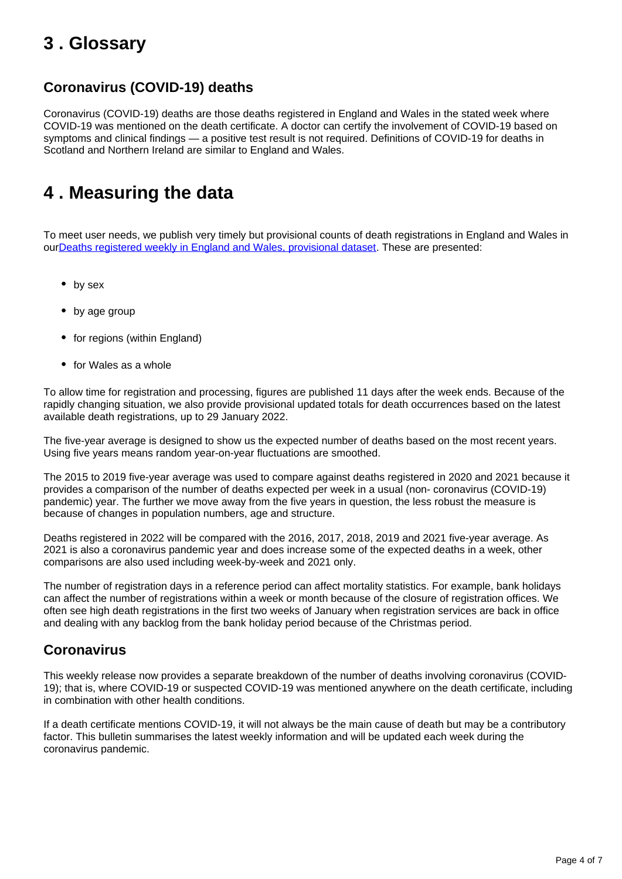## 3 . Glossary

### Coronavirus (COVID-19) deaths

Coronavirus (COVID-19) deaths are those deaths registered in England and Wales in the stated week where COVID-19 was mentioned on the death certificate. A doctor can certify the involvement of COVID-19 based on symptoms and clinical findings — a positive test result is not required. Definitions of COVID-19 for deaths in Scotland and Northern Ireland are similar to England and Wales.

## 4 . Measuring the data

To meet user needs, we publish very timely but provisional counts of death registrations in England and Wales in ourDeaths registered weekly in England and Wales, provisional dataset. These are presented:

- by sex
- by age group
- for regions (within England)
- for Wales as a whole

To allow time for registration and processing, figures are published 11 days after the week ends. Because of the rapidly changing situation, we also provide provisional updated totals for death occurrences based on the latest available death registrations, up to 29 January 2022.

The five-year average is designed to show us the expected number of deaths based on the most recent years. Using five years means random year-on-year fluctuations are smoothed.

The 2015 to 2019 five-year average was used to compare against deaths registered in 2020 and 2021 because it provides a comparison of the number of deaths expected per week in a usual (non- coronavirus (COVID-19) pandemic) year. The further we move away from the five years in question, the less robust the measure is because of changes in population numbers, age and structure.

Deaths registered in 2022 will be compared with the 2016, 2017, 2018, 2019 and 2021 five-year average. As 2021 is also a coronavirus pandemic year and does increase some of the expected deaths in a week, other comparisons are also used including week-by-week and 2021 only.

The number of registration days in a reference period can affect mortality statistics. For example, bank holidays can affect the number of registrations within a week or month because of the closure of registration offices. We often see high death registrations in the first two weeks of January when registration services are back in office and dealing with any backlog from the bank holiday period because of the Christmas period.

### Coronavirus

This weekly release now provides a separate breakdown of the number of deaths involving coronavirus (COVID-19); that is, where COVID-19 or suspected COVID-19 was mentioned anywhere on the death certificate, including in combination with other health conditions.

If a death certificate mentions COVID-19, it will not always be the main cause of death but may be a contributory factor. This bulletin summarises the latest weekly information and will be updated each week during the coronavirus pandemic.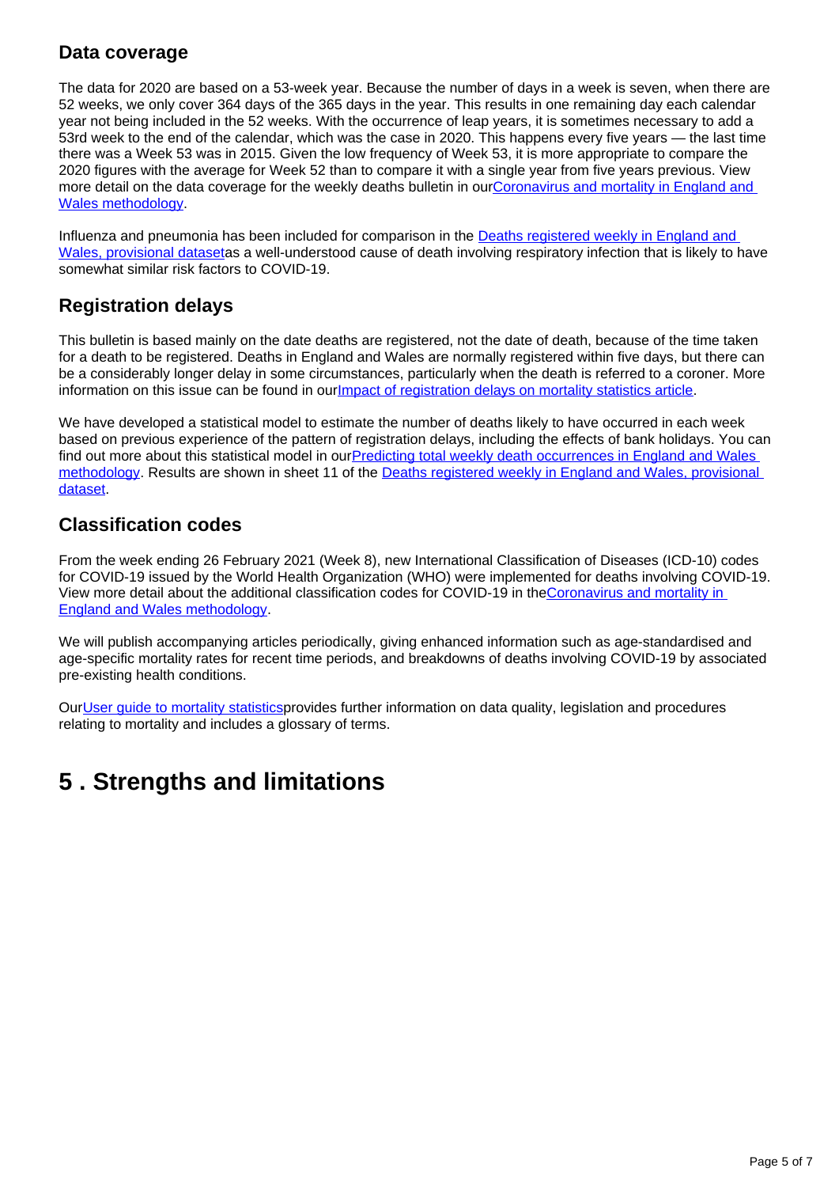## Data coverage

The data for 2020 are based on a 53-week year. Because the number of days in a week is seven, when there are 52 weeks, we only cover 364 days of the 365 days in the year. This results in one remaining day each calendar year not being included in the 52 weeks. With the occurrence of leap years, it is sometimes necessary to add a 53rd week to the end of the calendar, which was the case in 2020. This happens every five years — the last time there was a Week 53 was in 2015. Given the low frequency of Week 53, it is more appropriate to compare the 2020 figures with the average for Week 52 than to compare it with a single year from five years previous. View more detail on the data coverage for the weekly deaths bulletin in our[Coronavirus and mortality in England and Wales methodology](#).

Influenza and pneumonia has been included for comparison in the [Deaths registered weekly in England and Wales, provisional dataset](#)as a well-understood cause of death involving respiratory infection that is likely to have somewhat similar risk factors to COVID-19.

## Registration delays

This bulletin is based mainly on the date deaths are registered, not the date of death, because of the time taken for a death to be registered. Deaths in England and Wales are normally registered within five days, but there can be a considerably longer delay in some circumstances, particularly when the death is referred to a coroner. More information on this issue can be found in our[Impact of registration delays on mortality statistics article](#).

We have developed a statistical model to estimate the number of deaths likely to have occurred in each week based on previous experience of the pattern of registration delays, including the effects of bank holidays. You can find out more about this statistical model in our[Predicting total weekly death occurrences in England and Wales methodology](#). Results are shown in sheet 11 of the [Deaths registered weekly in England and Wales, provisional dataset](#).

## Classification codes

From the week ending 26 February 2021 (Week 8), new International Classification of Diseases (ICD-10) codes for COVID-19 issued by the World Health Organization (WHO) were implemented for deaths involving COVID-19. View more detail about the additional classification codes for COVID-19 in the[Coronavirus and mortality in England and Wales methodology](#).

We will publish accompanying articles periodically, giving enhanced information such as age-standardised and age-specific mortality rates for recent time periods, and breakdowns of deaths involving COVID-19 by associated pre-existing health conditions.

Our[User guide to mortality statistics](#)provides further information on data quality, legislation and procedures relating to mortality and includes a glossary of terms.

# 5 . Strengths and limitations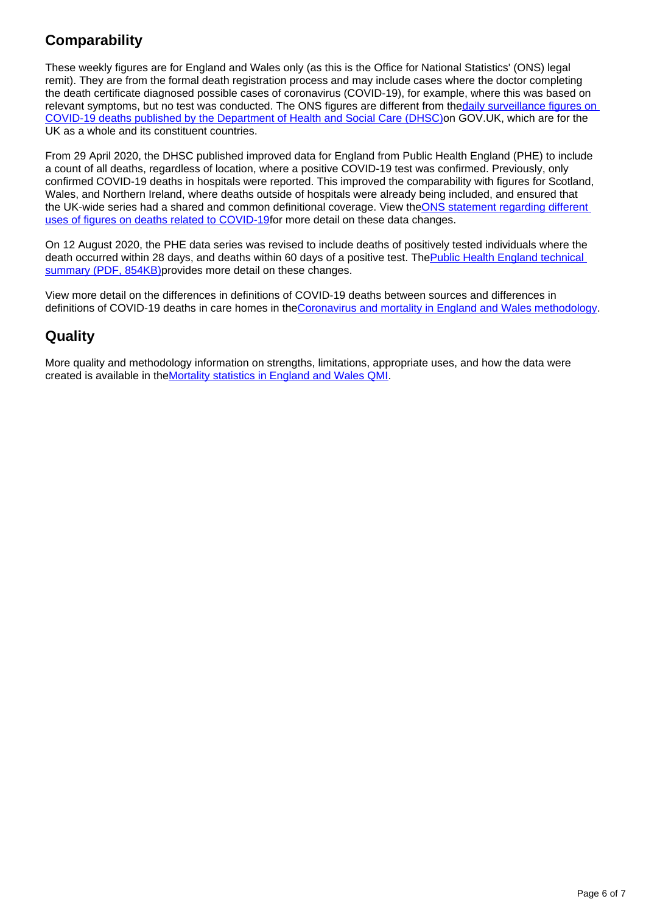## Comparability

These weekly figures are for England and Wales only (as this is the Office for National Statistics' (ONS) legal remit). They are from the formal death registration process and may include cases where the doctor completing the death certificate diagnosed possible cases of coronavirus (COVID-19), for example, where this was based on relevant symptoms, but no test was conducted. The ONS figures are different from the daily surveillance figures on COVID-19 deaths published by the Department of Health and Social Care (DHSC) on GOV.UK, which are for the UK as a whole and its constituent countries.

From 29 April 2020, the DHSC published improved data for England from Public Health England (PHE) to include a count of all deaths, regardless of location, where a positive COVID-19 test was confirmed. Previously, only confirmed COVID-19 deaths in hospitals were reported. This improved the comparability with figures for Scotland, Wales, and Northern Ireland, where deaths outside of hospitals were already being included, and ensured that the UK-wide series had a shared and common definitional coverage. View the ONS statement regarding different uses of figures on deaths related to COVID-19 for more detail on these data changes.

On 12 August 2020, the PHE data series was revised to include deaths of positively tested individuals where the death occurred within 28 days, and deaths within 60 days of a positive test. The Public Health England technical summary (PDF, 854KB) provides more detail on these changes.

View more detail on the differences in definitions of COVID-19 deaths between sources and differences in definitions of COVID-19 deaths in care homes in the Coronavirus and mortality in England and Wales methodology.

## Quality

More quality and methodology information on strengths, limitations, appropriate uses, and how the data were created is available in the Mortality statistics in England and Wales QMI.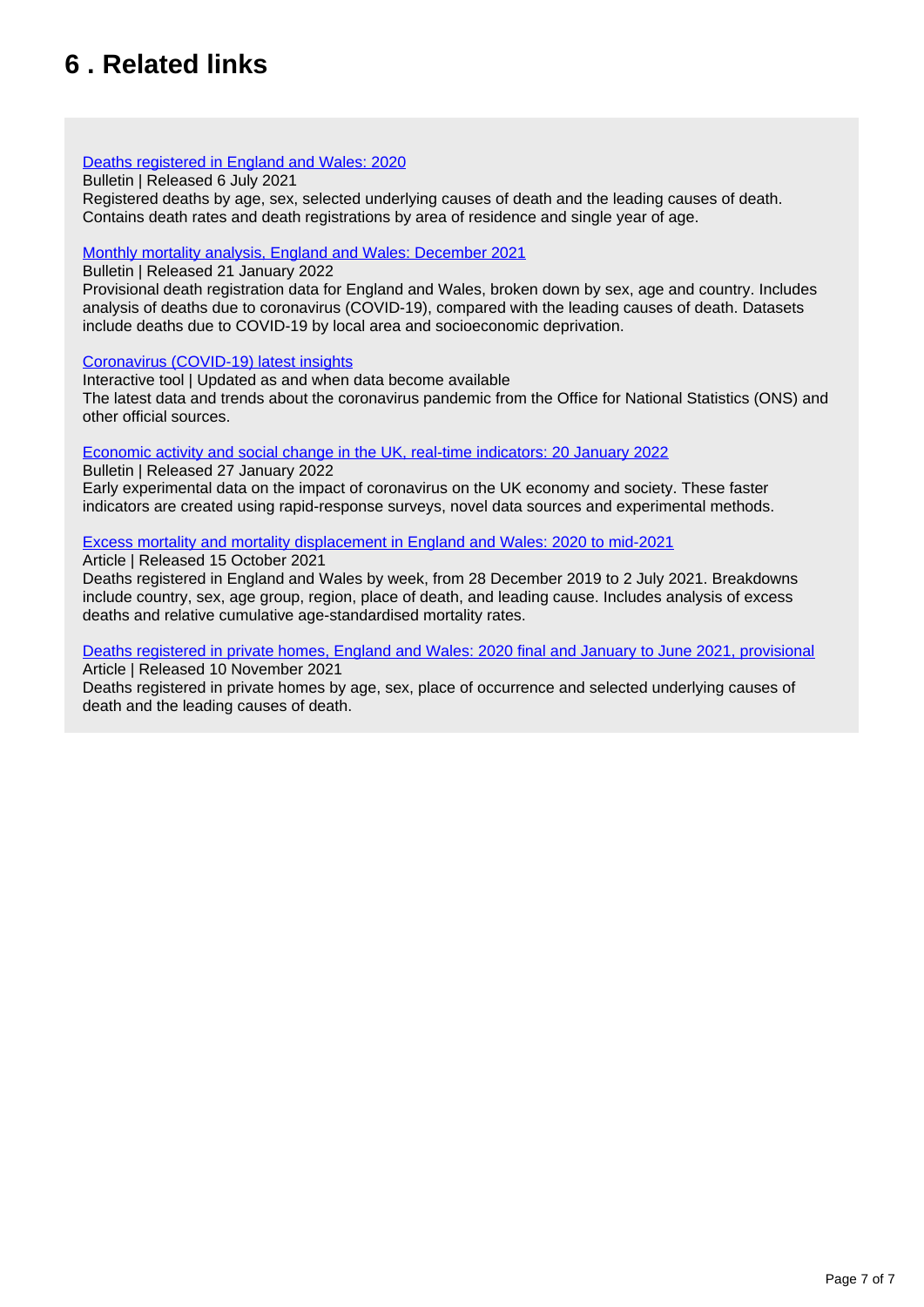## 6 . Related links

[Deaths registered in England and Wales: 2020]
Bulletin | Released 6 July 2021
Registered deaths by age, sex, selected underlying causes of death and the leading causes of death. Contains death rates and death registrations by area of residence and single year of age.

[Monthly mortality analysis, England and Wales: December 2021]
Bulletin | Released 21 January 2022
Provisional death registration data for England and Wales, broken down by sex, age and country. Includes analysis of deaths due to coronavirus (COVID-19), compared with the leading causes of death. Datasets include deaths due to COVID-19 by local area and socioeconomic deprivation.

[Coronavirus (COVID-19) latest insights]
Interactive tool | Updated as and when data become available
The latest data and trends about the coronavirus pandemic from the Office for National Statistics (ONS) and other official sources.

[Economic activity and social change in the UK, real-time indicators: 20 January 2022]
Bulletin | Released 27 January 2022
Early experimental data on the impact of coronavirus on the UK economy and society. These faster indicators are created using rapid-response surveys, novel data sources and experimental methods.

[Excess mortality and mortality displacement in England and Wales: 2020 to mid-2021]
Article | Released 15 October 2021
Deaths registered in England and Wales by week, from 28 December 2019 to 2 July 2021. Breakdowns include country, sex, age group, region, place of death, and leading cause. Includes analysis of excess deaths and relative cumulative age-standardised mortality rates.

[Deaths registered in private homes, England and Wales: 2020 final and January to June 2021, provisional]
Article | Released 10 November 2021
Deaths registered in private homes by age, sex, place of occurrence and selected underlying causes of death and the leading causes of death.